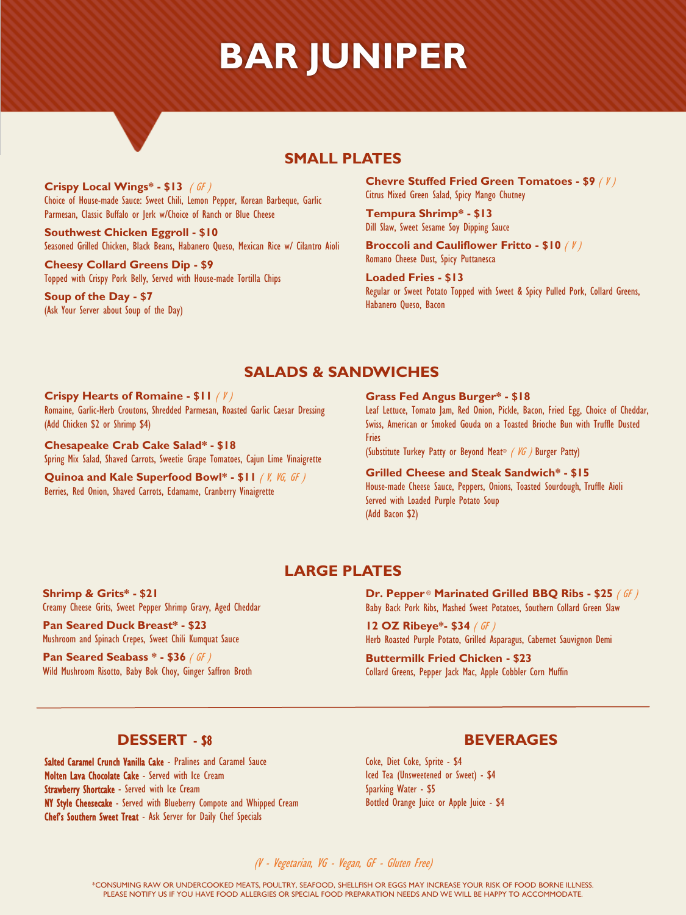# BAR JUNIPER

## SMALL PLATES

**Crispy Local Wings* - $13** *( GF )*
Choice of House-made Sauce: Sweet Chili, Lemon Pepper, Korean Barbeque, Garlic Parmesan, Classic Buffalo or Jerk w/Choice of Ranch or Blue Cheese

**Southwest Chicken Eggroll - $10**
Seasoned Grilled Chicken, Black Beans, Habanero Queso, Mexican Rice w/ Cilantro Aioli

**Cheesy Collard Greens Dip - $9**
Topped with Crispy Pork Belly, Served with House-made Tortilla Chips

**Soup of the Day - $7**
(Ask Your Server about Soup of the Day)

**Chevre Stuffed Fried Green Tomatoes - $9** *( V )*
Citrus Mixed Green Salad, Spicy Mango Chutney

**Tempura Shrimp* - $13**
Dill Slaw, Sweet Sesame Soy Dipping Sauce

**Broccoli and Cauliflower Fritto - $10** *( V )*
Romano Cheese Dust, Spicy Puttanesca

**Loaded Fries - $13**
Regular or Sweet Potato Topped with Sweet & Spicy Pulled Pork, Collard Greens, Habanero Queso, Bacon

## SALADS & SANDWICHES

**Crispy Hearts of Romaine - $11** *( V )*
Romaine, Garlic-Herb Croutons, Shredded Parmesan, Roasted Garlic Caesar Dressing
(Add Chicken $2 or Shrimp $4)

**Chesapeake Crab Cake Salad* - $18**
Spring Mix Salad, Shaved Carrots, Sweetie Grape Tomatoes, Cajun Lime Vinaigrette

**Quinoa and Kale Superfood Bowl* - $11** *( V, VG, GF )*
Berries, Red Onion, Shaved Carrots, Edamame, Cranberry Vinaigrette

**Grass Fed Angus Burger* - $18**
Leaf Lettuce, Tomato Jam, Red Onion, Pickle, Bacon, Fried Egg, Choice of Cheddar, Swiss, American or Smoked Gouda on a Toasted Brioche Bun with Truffle Dusted Fries
(Substitute Turkey Patty or Beyond Meat® *( VG )* Burger Patty)

**Grilled Cheese and Steak Sandwich* - $15**
House-made Cheese Sauce, Peppers, Onions, Toasted Sourdough, Truffle Aioli
Served with Loaded Purple Potato Soup
(Add Bacon $2)

## LARGE PLATES

**Shrimp & Grits* - $21**
Creamy Cheese Grits, Sweet Pepper Shrimp Gravy, Aged Cheddar

**Pan Seared Duck Breast* - $23**
Mushroom and Spinach Crepes, Sweet Chili Kumquat Sauce

**Pan Seared Seabass * - $36** *( GF )*
Wild Mushroom Risotto, Baby Bok Choy, Ginger Saffron Broth

**Dr. Pepper® Marinated Grilled BBQ Ribs - $25** *( GF )*
Baby Back Pork Ribs, Mashed Sweet Potatoes, Southern Collard Green Slaw

**12 OZ Ribeye*- $34** *( GF )*
Herb Roasted Purple Potato, Grilled Asparagus, Cabernet Sauvignon Demi

**Buttermilk Fried Chicken - $23**
Collard Greens, Pepper Jack Mac, Apple Cobbler Corn Muffin

---

## DESSERT - $8

**Salted Caramel Crunch Vanilla Cake** - Pralines and Caramel Sauce
**Molten Lava Chocolate Cake** - Served with Ice Cream
**Strawberry Shortcake** - Served with Ice Cream
**NY Style Cheesecake** - Served with Blueberry Compote and Whipped Cream
**Chef's Southern Sweet Treat** - Ask Server for Daily Chef Specials

## BEVERAGES

Coke, Diet Coke, Sprite - $4
Iced Tea (Unsweetened or Sweet) - $4
Sparking Water - $5
Bottled Orange Juice or Apple Juice - $4

*(V - Vegetarian, VG - Vegan, GF - Gluten Free)*

*CONSUMING RAW OR UNDERCOOKED MEATS, POULTRY, SEAFOOD, SHELLFISH OR EGGS MAY INCREASE YOUR RISK OF FOOD BORNE ILLNESS.
PLEASE NOTIFY US IF YOU HAVE FOOD ALLERGIES OR SPECIAL FOOD PREPARATION NEEDS AND WE WILL BE HAPPY TO ACCOMMODATE.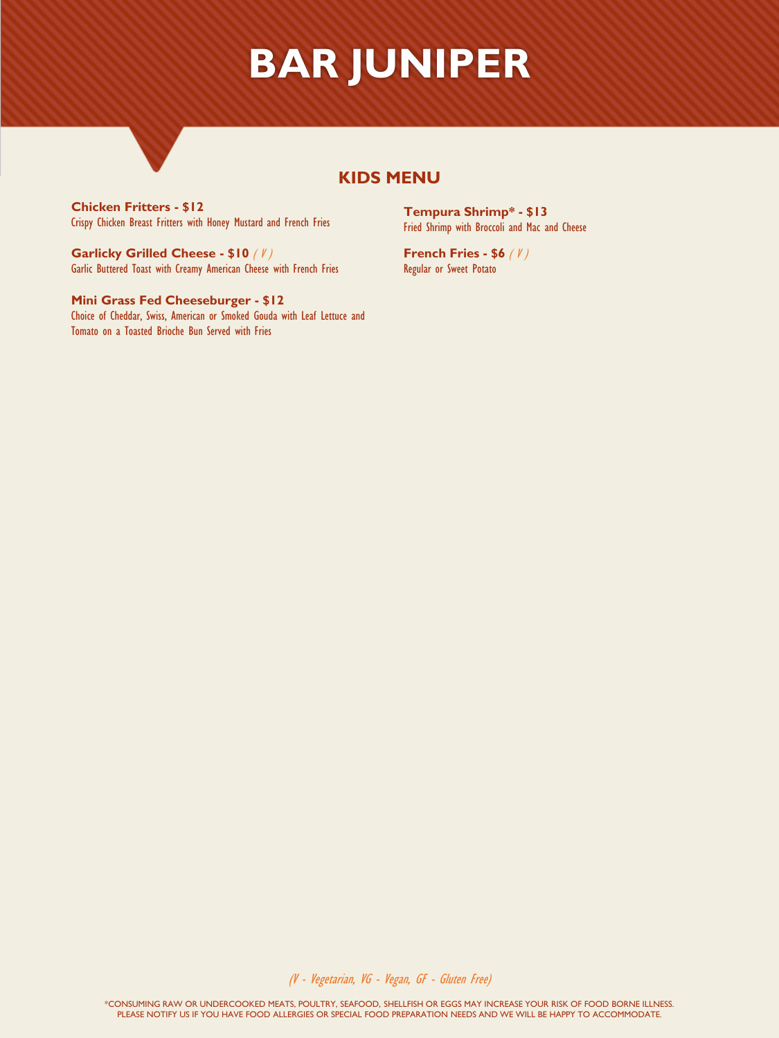# BAR JUNIPER

## KIDS MENU

**Chicken Fritters - $12**
Crispy Chicken Breast Fritters with Honey Mustard and French Fries

**Garlicky Grilled Cheese - $10** *( V )*
Garlic Buttered Toast with Creamy American Cheese with French Fries

**Mini Grass Fed Cheeseburger - $12**
Choice of Cheddar, Swiss, American or Smoked Gouda with Leaf Lettuce and Tomato on a Toasted Brioche Bun Served with Fries

**Tempura Shrimp* - $13**
Fried Shrimp with Broccoli and Mac and Cheese

**French Fries - $6** *( V )*
Regular or Sweet Potato

*(V - Vegetarian, VG - Vegan, GF - Gluten Free)*

*CONSUMING RAW OR UNDERCOOKED MEATS, POULTRY, SEAFOOD, SHELLFISH OR EGGS MAY INCREASE YOUR RISK OF FOOD BORNE ILLNESS.
PLEASE NOTIFY US IF YOU HAVE FOOD ALLERGIES OR SPECIAL FOOD PREPARATION NEEDS AND WE WILL BE HAPPY TO ACCOMMODATE.